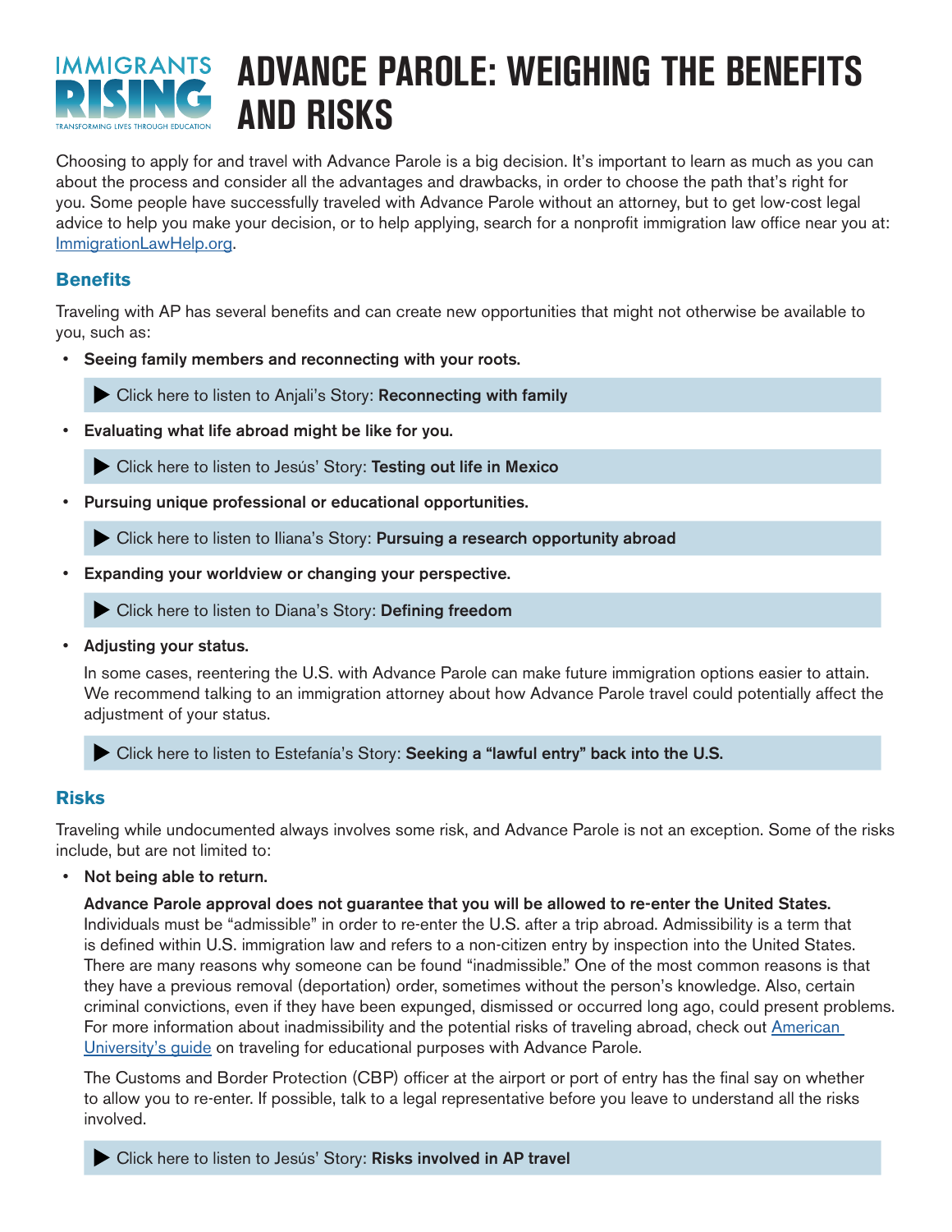# ADVANCE PAROLE: WEIGHING THE BENEFITS AND RISKS

Choosing to apply for and travel with Advance Parole is a big decision. It's important to learn as much as you can about the process and consider all the advantages and drawbacks, in order to choose the path that's right for you. Some people have successfully traveled with Advance Parole without an attorney, but to get low-cost legal advice to help you make your decision, or to help applying, search for a nonprofit immigration law office near you at: [ImmigrationLawHelp.org](ImmigrationLawHelp.org).

## Benefits

Traveling with AP has several benefits and can create new opportunities that might not otherwise be available to you, such as:

- **Seeing family members and reconnecting with your roots.**

  ▶ Click here to listen to Anjali's Story: **Reconnecting with family**

- **Evaluating what life abroad might be like for you.**

  ▶ Click here to listen to Jesús' Story: **Testing out life in Mexico**

- **Pursuing unique professional or educational opportunities.**

  ▶ Click here to listen to Iliana's Story: **Pursuing a research opportunity abroad**

- **Expanding your worldview or changing your perspective.**

  ▶ Click here to listen to Diana's Story: **Defining freedom**

- **Adjusting your status.**

  In some cases, reentering the U.S. with Advance Parole can make future immigration options easier to attain. We recommend talking to an immigration attorney about how Advance Parole travel could potentially affect the adjustment of your status.

  ▶ Click here to listen to Estefanía's Story: **Seeking a "lawful entry" back into the U.S.**

## Risks

Traveling while undocumented always involves some risk, and Advance Parole is not an exception. Some of the risks include, but are not limited to:

- **Not being able to return.**

  **Advance Parole approval does not guarantee that you will be allowed to re-enter the United States.** Individuals must be "admissible" in order to re-enter the U.S. after a trip abroad. Admissibility is a term that is defined within U.S. immigration law and refers to a non-citizen entry by inspection into the United States. There are many reasons why someone can be found "inadmissible." One of the most common reasons is that they have a previous removal (deportation) order, sometimes without the person's knowledge. Also, certain criminal convictions, even if they have been expunged, dismissed or occurred long ago, could present problems. For more information about inadmissibility and the potential risks of traveling abroad, check out American University's guide on traveling for educational purposes with Advance Parole.

  The Customs and Border Protection (CBP) officer at the airport or port of entry has the final say on whether to allow you to re-enter. If possible, talk to a legal representative before you leave to understand all the risks involved.

  ▶ Click here to listen to Jesús' Story: **Risks involved in AP travel**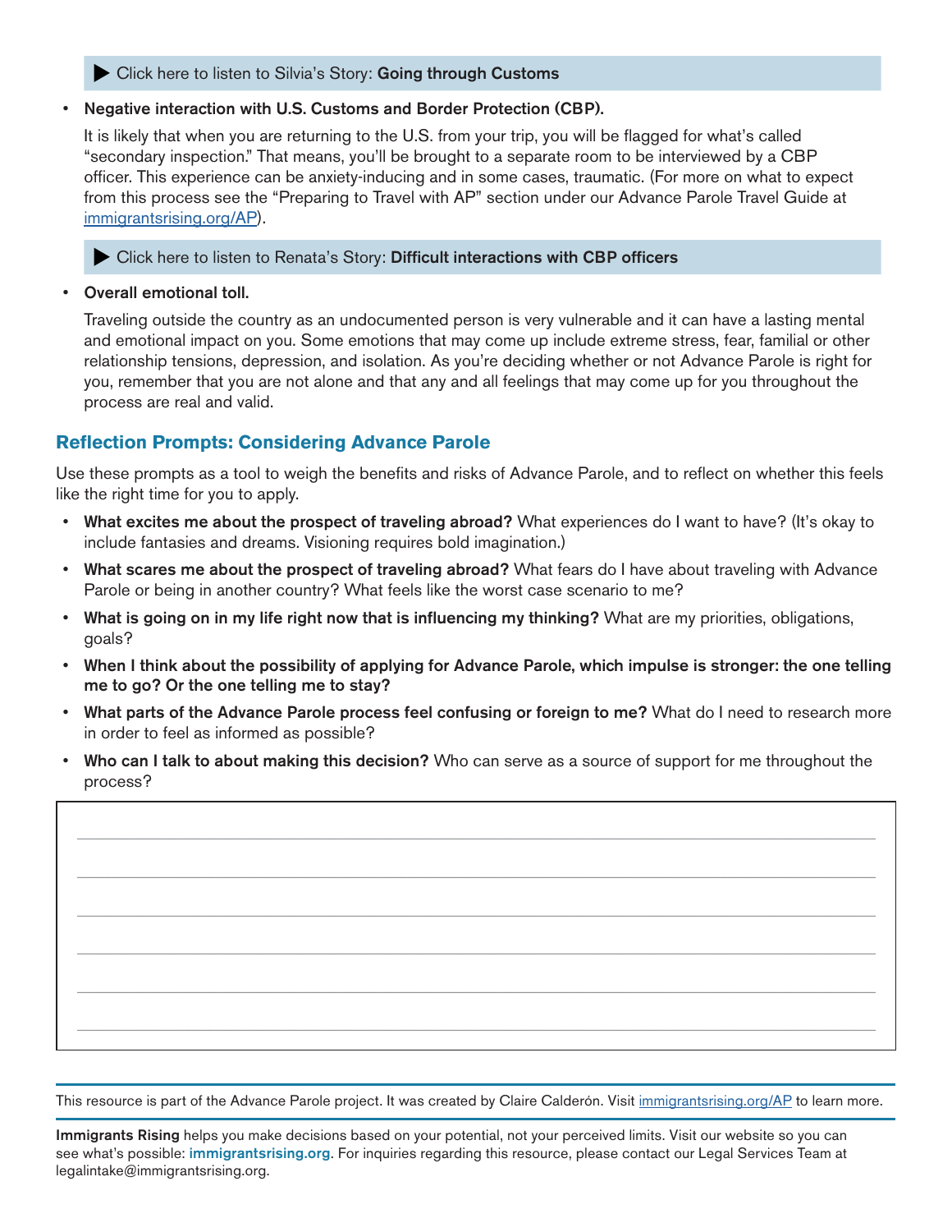▶ Click here to listen to Silvia's Story: **Going through Customs**

- **Negative interaction with U.S. Customs and Border Protection (CBP).**

  It is likely that when you are returning to the U.S. from your trip, you will be flagged for what's called "secondary inspection." That means, you'll be brought to a separate room to be interviewed by a CBP officer. This experience can be anxiety-inducing and in some cases, traumatic. (For more on what to expect from this process see the "Preparing to Travel with AP" section under our Advance Parole Travel Guide at immigrantsrising.org/AP).

▶ Click here to listen to Renata's Story: **Difficult interactions with CBP officers**

- **Overall emotional toll.**

  Traveling outside the country as an undocumented person is very vulnerable and it can have a lasting mental and emotional impact on you. Some emotions that may come up include extreme stress, fear, familial or other relationship tensions, depression, and isolation. As you're deciding whether or not Advance Parole is right for you, remember that you are not alone and that any and all feelings that may come up for you throughout the process are real and valid.

## Reflection Prompts: Considering Advance Parole

Use these prompts as a tool to weigh the benefits and risks of Advance Parole, and to reflect on whether this feels like the right time for you to apply.

- **What excites me about the prospect of traveling abroad?** What experiences do I want to have? (It's okay to include fantasies and dreams. Visioning requires bold imagination.)
- **What scares me about the prospect of traveling abroad?** What fears do I have about traveling with Advance Parole or being in another country? What feels like the worst case scenario to me?
- **What is going on in my life right now that is influencing my thinking?** What are my priorities, obligations, goals?
- **When I think about the possibility of applying for Advance Parole, which impulse is stronger: the one telling me to go? Or the one telling me to stay?**
- **What parts of the Advance Parole process feel confusing or foreign to me?** What do I need to research more in order to feel as informed as possible?
- **Who can I talk to about making this decision?** Who can serve as a source of support for me throughout the process?

---

This resource is part of the Advance Parole project. It was created by Claire Calderón. Visit immigrantsrising.org/AP to learn more.

**Immigrants Rising** helps you make decisions based on your potential, not your perceived limits. Visit our website so you can see what's possible: **immigrantsrising.org**. For inquiries regarding this resource, please contact our Legal Services Team at legalintake@immigrantsrising.org.